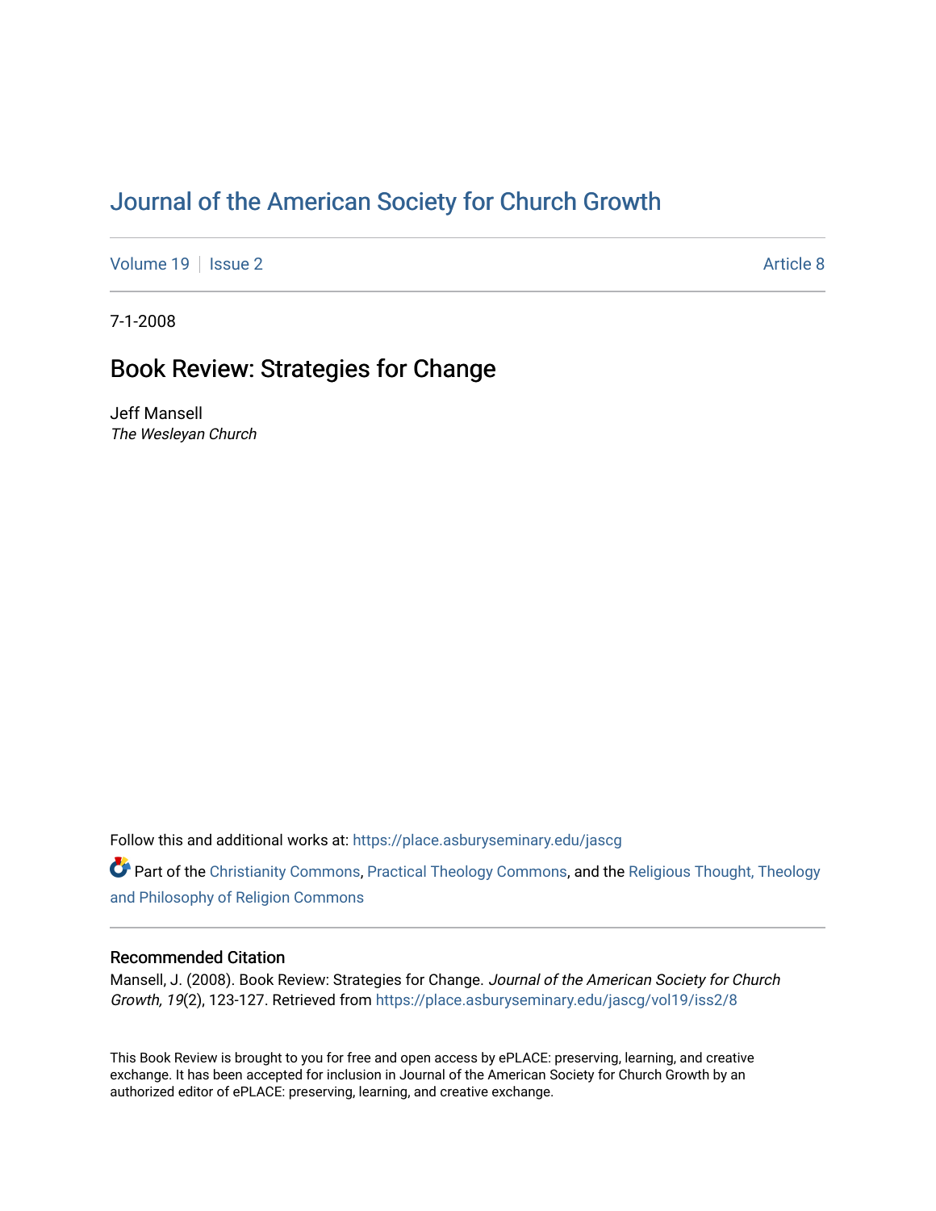# Journal of the American Society for Church Growth

Volume 19 | Issue 2 | Article 8

7-1-2008

## Book Review: Strategies for Change

Jeff Mansell
*The Wesleyan Church*

Follow this and additional works at: https://place.asburyseminary.edu/jascg

Part of the Christianity Commons, Practical Theology Commons, and the Religious Thought, Theology and Philosophy of Religion Commons

### Recommended Citation

Mansell, J. (2008). Book Review: Strategies for Change. *Journal of the American Society for Church Growth, 19*(2), 123-127. Retrieved from https://place.asburyseminary.edu/jascg/vol19/iss2/8

This Book Review is brought to you for free and open access by ePLACE: preserving, learning, and creative exchange. It has been accepted for inclusion in Journal of the American Society for Church Growth by an authorized editor of ePLACE: preserving, learning, and creative exchange.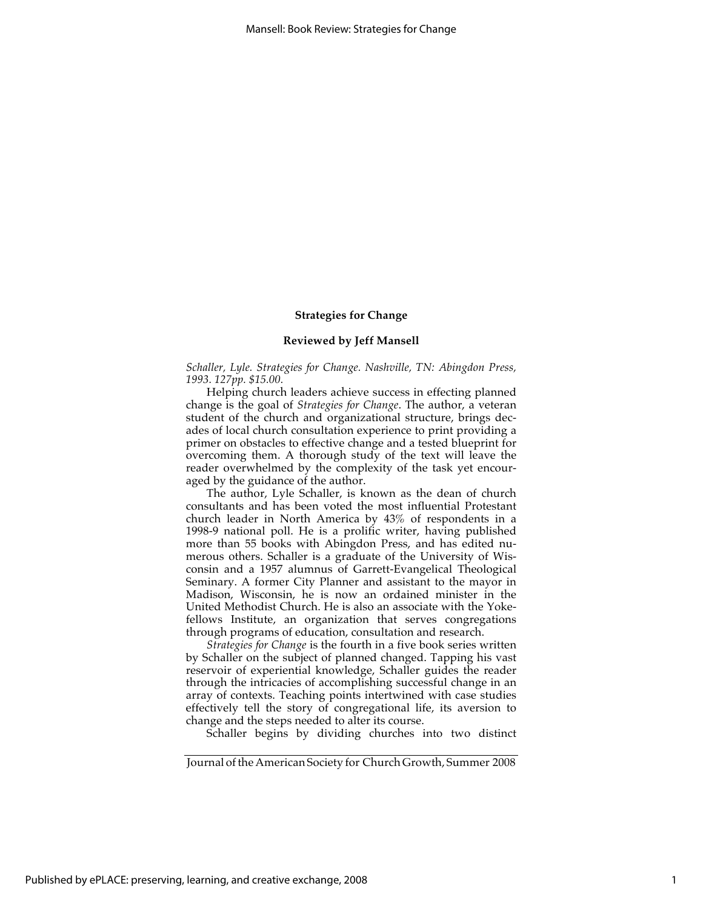**Strategies for Change**

**Reviewed by Jeff Mansell**

*Schaller, Lyle. Strategies for Change. Nashville, TN: Abingdon Press, 1993. 127pp. $15.00.*

Helping church leaders achieve success in effecting planned change is the goal of *Strategies for Change*. The author, a veteran student of the church and organizational structure, brings decades of local church consultation experience to print providing a primer on obstacles to effective change and a tested blueprint for overcoming them. A thorough study of the text will leave the reader overwhelmed by the complexity of the task yet encouraged by the guidance of the author.

The author, Lyle Schaller, is known as the dean of church consultants and has been voted the most influential Protestant church leader in North America by 43% of respondents in a 1998-9 national poll. He is a prolific writer, having published more than 55 books with Abingdon Press, and has edited numerous others. Schaller is a graduate of the University of Wisconsin and a 1957 alumnus of Garrett-Evangelical Theological Seminary. A former City Planner and assistant to the mayor in Madison, Wisconsin, he is now an ordained minister in the United Methodist Church. He is also an associate with the Yokefellows Institute, an organization that serves congregations through programs of education, consultation and research.

*Strategies for Change* is the fourth in a five book series written by Schaller on the subject of planned changed. Tapping his vast reservoir of experiential knowledge, Schaller guides the reader through the intricacies of accomplishing successful change in an array of contexts. Teaching points intertwined with case studies effectively tell the story of congregational life, its aversion to change and the steps needed to alter its course.

Schaller begins by dividing churches into two distinct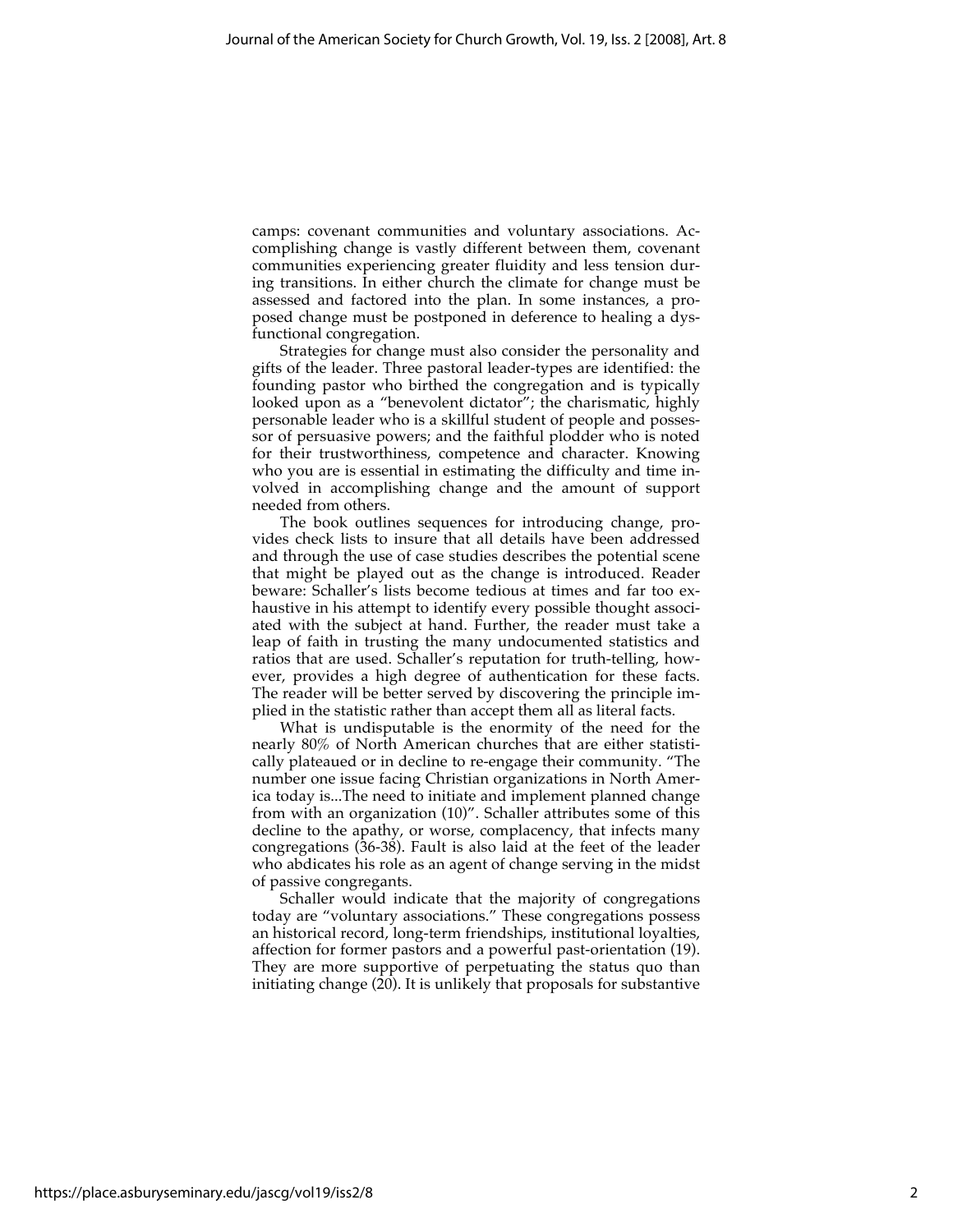camps: covenant communities and voluntary associations. Accomplishing change is vastly different between them, covenant communities experiencing greater fluidity and less tension during transitions. In either church the climate for change must be assessed and factored into the plan. In some instances, a proposed change must be postponed in deference to healing a dysfunctional congregation.

Strategies for change must also consider the personality and gifts of the leader. Three pastoral leader-types are identified: the founding pastor who birthed the congregation and is typically looked upon as a "benevolent dictator"; the charismatic, highly personable leader who is a skillful student of people and possessor of persuasive powers; and the faithful plodder who is noted for their trustworthiness, competence and character. Knowing who you are is essential in estimating the difficulty and time involved in accomplishing change and the amount of support needed from others.

The book outlines sequences for introducing change, provides check lists to insure that all details have been addressed and through the use of case studies describes the potential scene that might be played out as the change is introduced. Reader beware: Schaller's lists become tedious at times and far too exhaustive in his attempt to identify every possible thought associated with the subject at hand. Further, the reader must take a leap of faith in trusting the many undocumented statistics and ratios that are used. Schaller's reputation for truth-telling, however, provides a high degree of authentication for these facts. The reader will be better served by discovering the principle implied in the statistic rather than accept them all as literal facts.

What is undisputable is the enormity of the need for the nearly 80% of North American churches that are either statistically plateaued or in decline to re-engage their community. "The number one issue facing Christian organizations in North America today is...The need to initiate and implement planned change from with an organization (10)". Schaller attributes some of this decline to the apathy, or worse, complacency, that infects many congregations (36-38). Fault is also laid at the feet of the leader who abdicates his role as an agent of change serving in the midst of passive congregants.

Schaller would indicate that the majority of congregations today are "voluntary associations." These congregations possess an historical record, long-term friendships, institutional loyalties, affection for former pastors and a powerful past-orientation (19). They are more supportive of perpetuating the status quo than initiating change (20). It is unlikely that proposals for substantive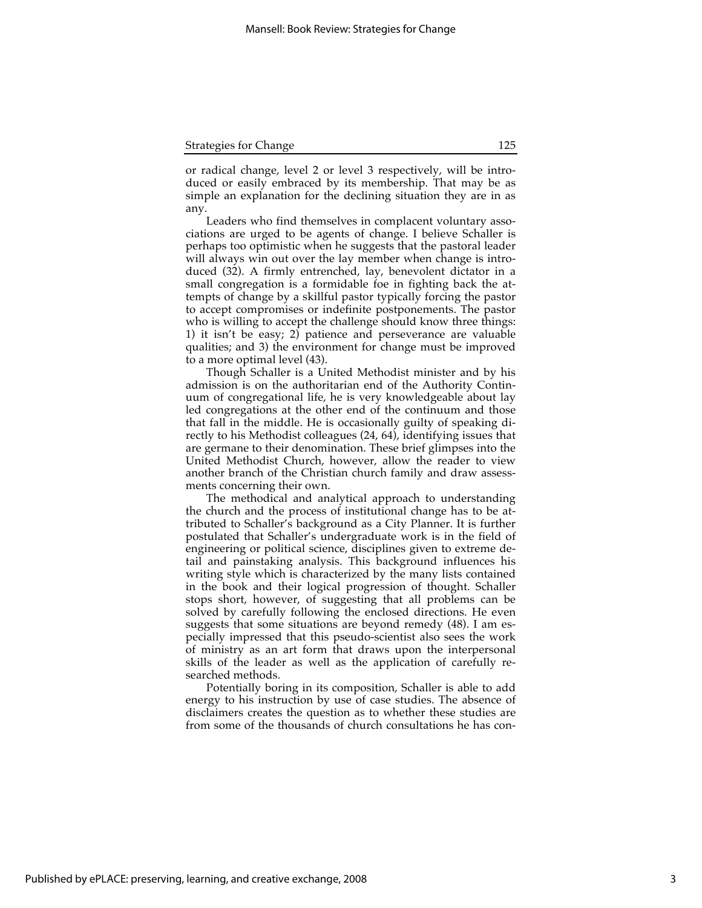or radical change, level 2 or level 3 respectively, will be introduced or easily embraced by its membership. That may be as simple an explanation for the declining situation they are in as any.

Leaders who find themselves in complacent voluntary associations are urged to be agents of change. I believe Schaller is perhaps too optimistic when he suggests that the pastoral leader will always win out over the lay member when change is introduced (32). A firmly entrenched, lay, benevolent dictator in a small congregation is a formidable foe in fighting back the attempts of change by a skillful pastor typically forcing the pastor to accept compromises or indefinite postponements. The pastor who is willing to accept the challenge should know three things: 1) it isn't be easy; 2) patience and perseverance are valuable qualities; and 3) the environment for change must be improved to a more optimal level (43).

Though Schaller is a United Methodist minister and by his admission is on the authoritarian end of the Authority Continuum of congregational life, he is very knowledgeable about lay led congregations at the other end of the continuum and those that fall in the middle. He is occasionally guilty of speaking directly to his Methodist colleagues (24, 64), identifying issues that are germane to their denomination. These brief glimpses into the United Methodist Church, however, allow the reader to view another branch of the Christian church family and draw assessments concerning their own.

The methodical and analytical approach to understanding the church and the process of institutional change has to be attributed to Schaller's background as a City Planner. It is further postulated that Schaller's undergraduate work is in the field of engineering or political science, disciplines given to extreme detail and painstaking analysis. This background influences his writing style which is characterized by the many lists contained in the book and their logical progression of thought. Schaller stops short, however, of suggesting that all problems can be solved by carefully following the enclosed directions. He even suggests that some situations are beyond remedy (48). I am especially impressed that this pseudo-scientist also sees the work of ministry as an art form that draws upon the interpersonal skills of the leader as well as the application of carefully researched methods.

Potentially boring in its composition, Schaller is able to add energy to his instruction by use of case studies. The absence of disclaimers creates the question as to whether these studies are from some of the thousands of church consultations he has con-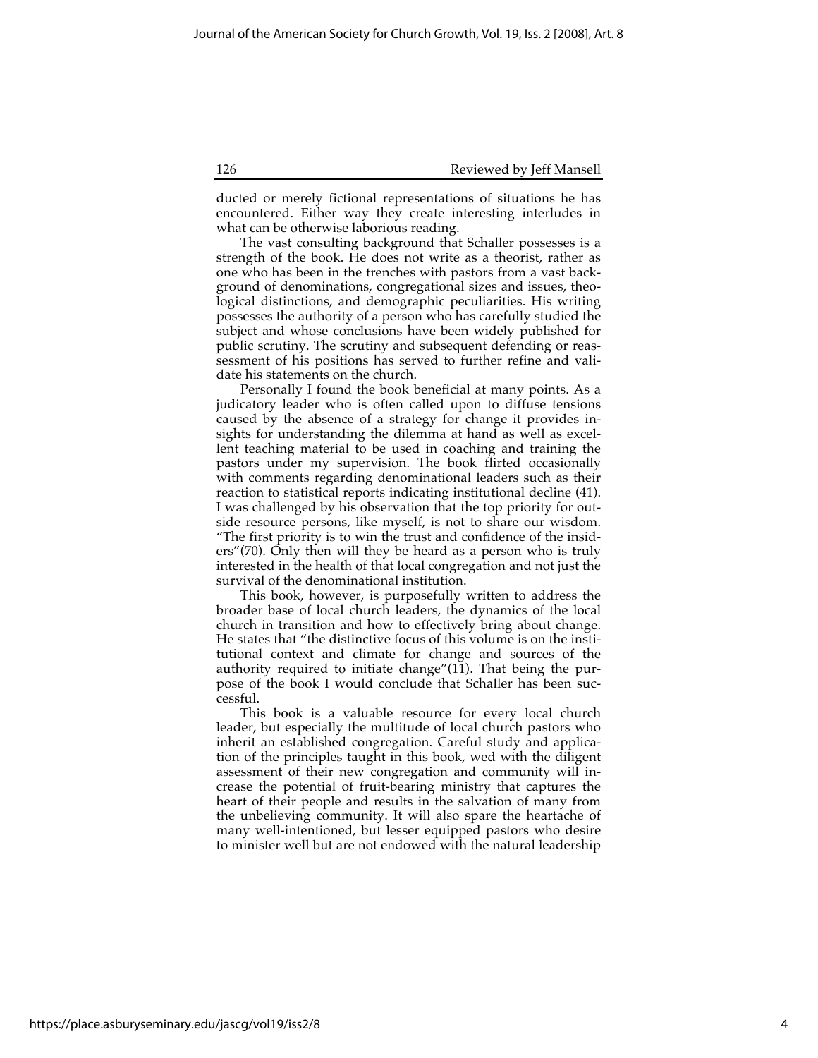ducted or merely fictional representations of situations he has encountered. Either way they create interesting interludes in what can be otherwise laborious reading.

The vast consulting background that Schaller possesses is a strength of the book. He does not write as a theorist, rather as one who has been in the trenches with pastors from a vast background of denominations, congregational sizes and issues, theological distinctions, and demographic peculiarities. His writing possesses the authority of a person who has carefully studied the subject and whose conclusions have been widely published for public scrutiny. The scrutiny and subsequent defending or reassessment of his positions has served to further refine and validate his statements on the church.

Personally I found the book beneficial at many points. As a judicatory leader who is often called upon to diffuse tensions caused by the absence of a strategy for change it provides insights for understanding the dilemma at hand as well as excellent teaching material to be used in coaching and training the pastors under my supervision. The book flirted occasionally with comments regarding denominational leaders such as their reaction to statistical reports indicating institutional decline (41). I was challenged by his observation that the top priority for outside resource persons, like myself, is not to share our wisdom. "The first priority is to win the trust and confidence of the insiders"(70). Only then will they be heard as a person who is truly interested in the health of that local congregation and not just the survival of the denominational institution.

This book, however, is purposefully written to address the broader base of local church leaders, the dynamics of the local church in transition and how to effectively bring about change. He states that "the distinctive focus of this volume is on the institutional context and climate for change and sources of the authority required to initiate change"(11). That being the purpose of the book I would conclude that Schaller has been successful.

This book is a valuable resource for every local church leader, but especially the multitude of local church pastors who inherit an established congregation. Careful study and application of the principles taught in this book, wed with the diligent assessment of their new congregation and community will increase the potential of fruit-bearing ministry that captures the heart of their people and results in the salvation of many from the unbelieving community. It will also spare the heartache of many well-intentioned, but lesser equipped pastors who desire to minister well but are not endowed with the natural leadership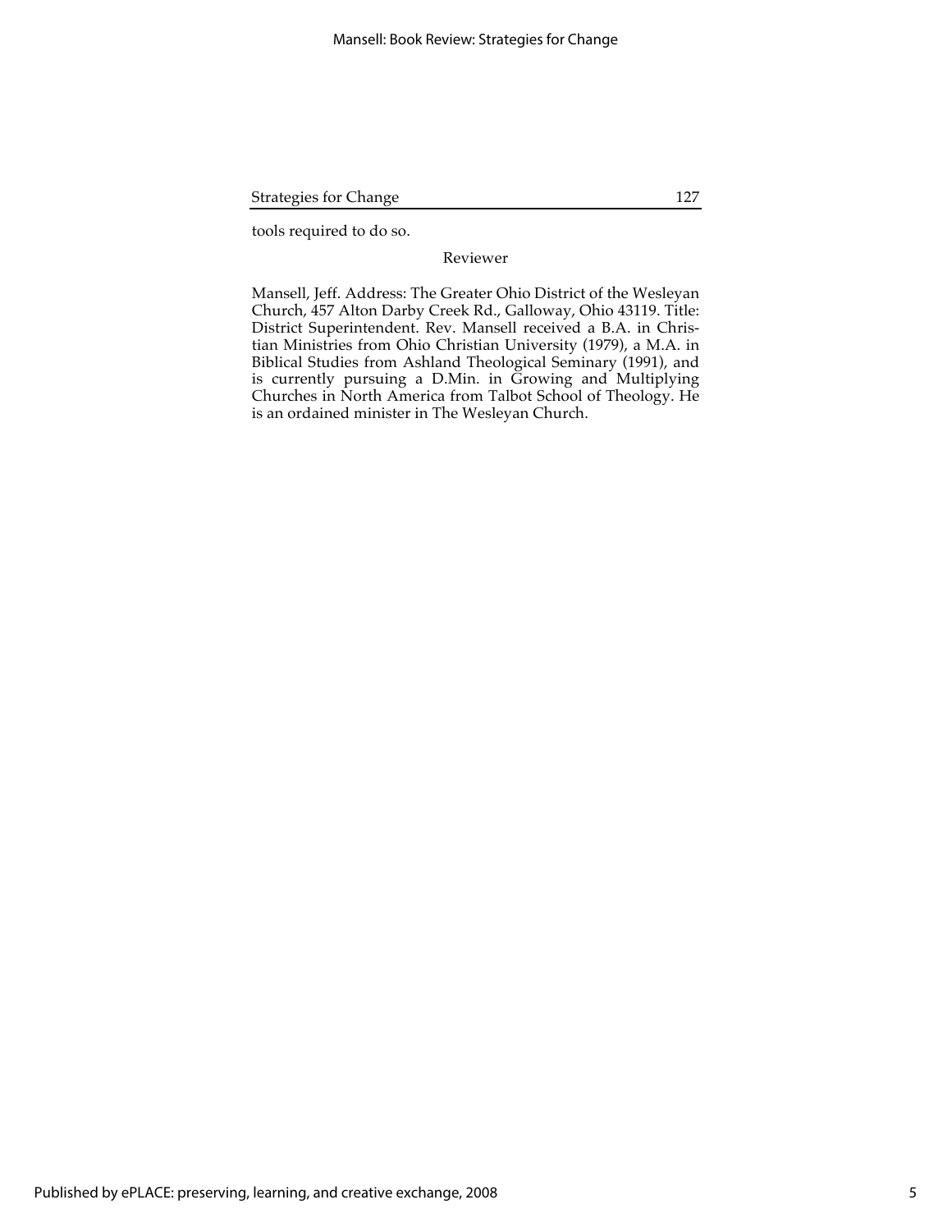tools required to do so.

Reviewer

Mansell, Jeff. Address: The Greater Ohio District of the Wesleyan Church, 457 Alton Darby Creek Rd., Galloway, Ohio 43119. Title: District Superintendent. Rev. Mansell received a B.A. in Christian Ministries from Ohio Christian University (1979), a M.A. in Biblical Studies from Ashland Theological Seminary (1991), and is currently pursuing a D.Min. in Growing and Multiplying Churches in North America from Talbot School of Theology. He is an ordained minister in The Wesleyan Church.